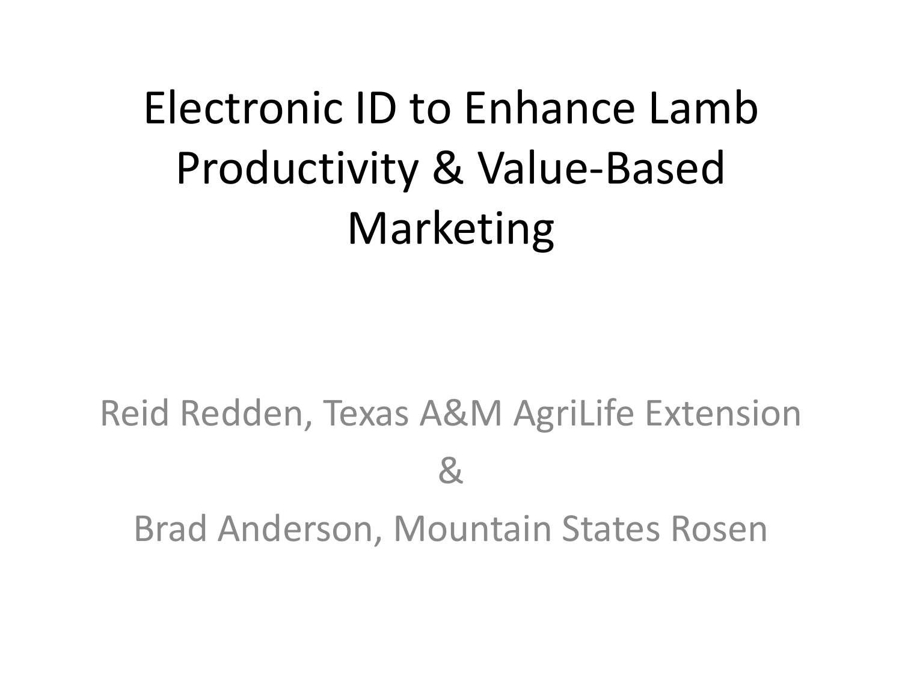# Electronic ID to Enhance Lamb Productivity & Value-Based Marketing

Reid Redden, Texas A&M AgriLife Extension

&

Brad Anderson, Mountain States Rosen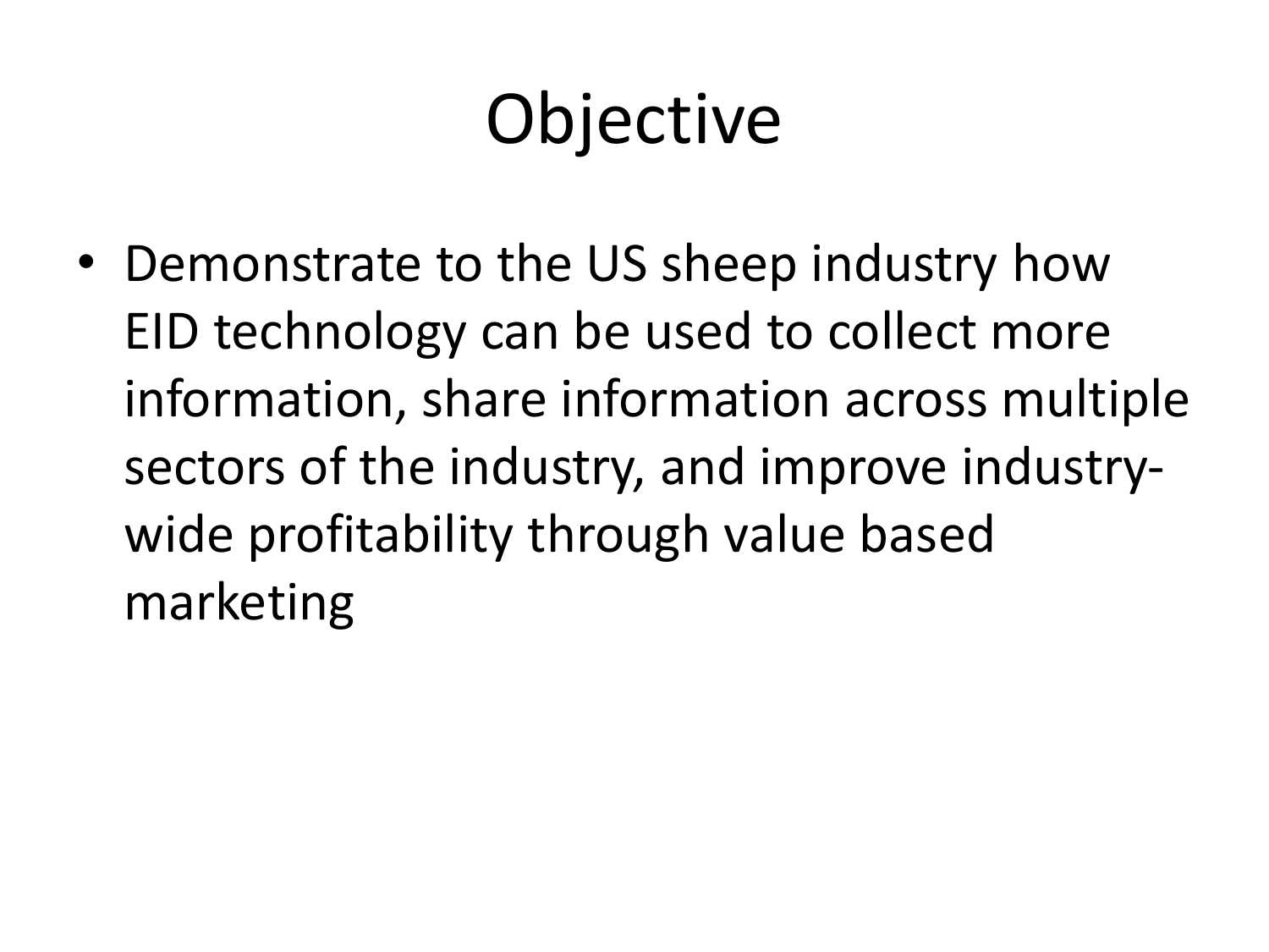# Objective

- Demonstrate to the US sheep industry how EID technology can be used to collect more information, share information across multiple sectors of the industry, and improve industry-wide profitability through value based marketing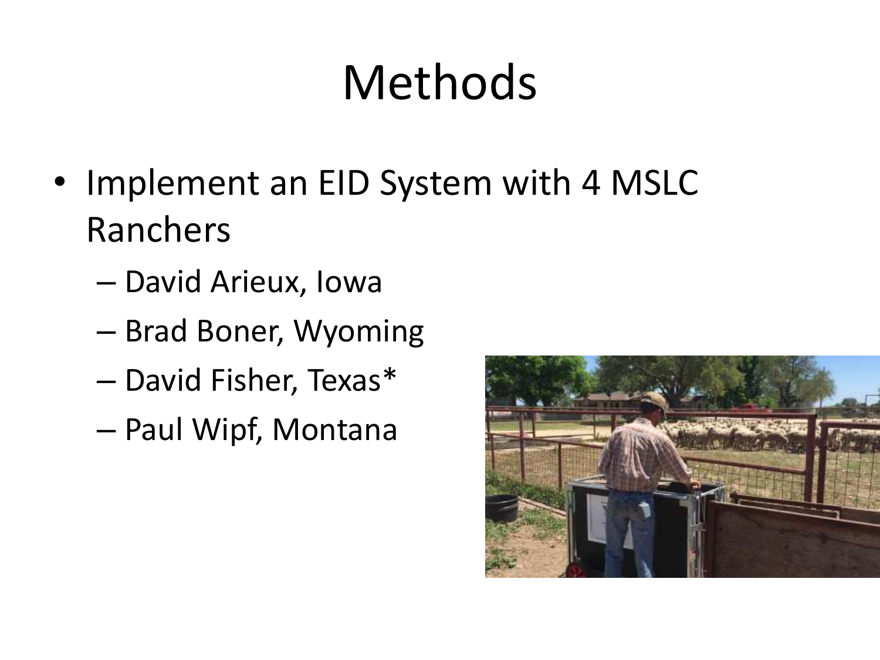# Methods

- Implement an EID System with 4 MSLC Ranchers
  - David Arieux, Iowa
  - Brad Boner, Wyoming
  - David Fisher, Texas*
  - Paul Wipf, Montana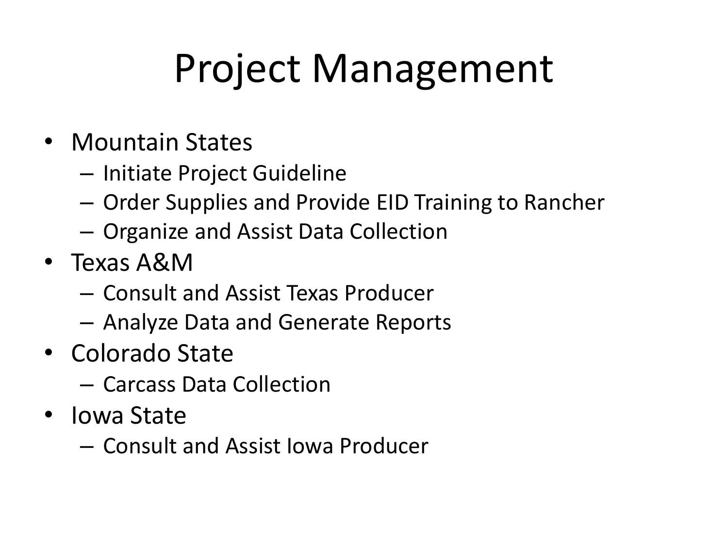# Project Management

- Mountain States
  - Initiate Project Guideline
  - Order Supplies and Provide EID Training to Rancher
  - Organize and Assist Data Collection
- Texas A&M
  - Consult and Assist Texas Producer
  - Analyze Data and Generate Reports
- Colorado State
  - Carcass Data Collection
- Iowa State
  - Consult and Assist Iowa Producer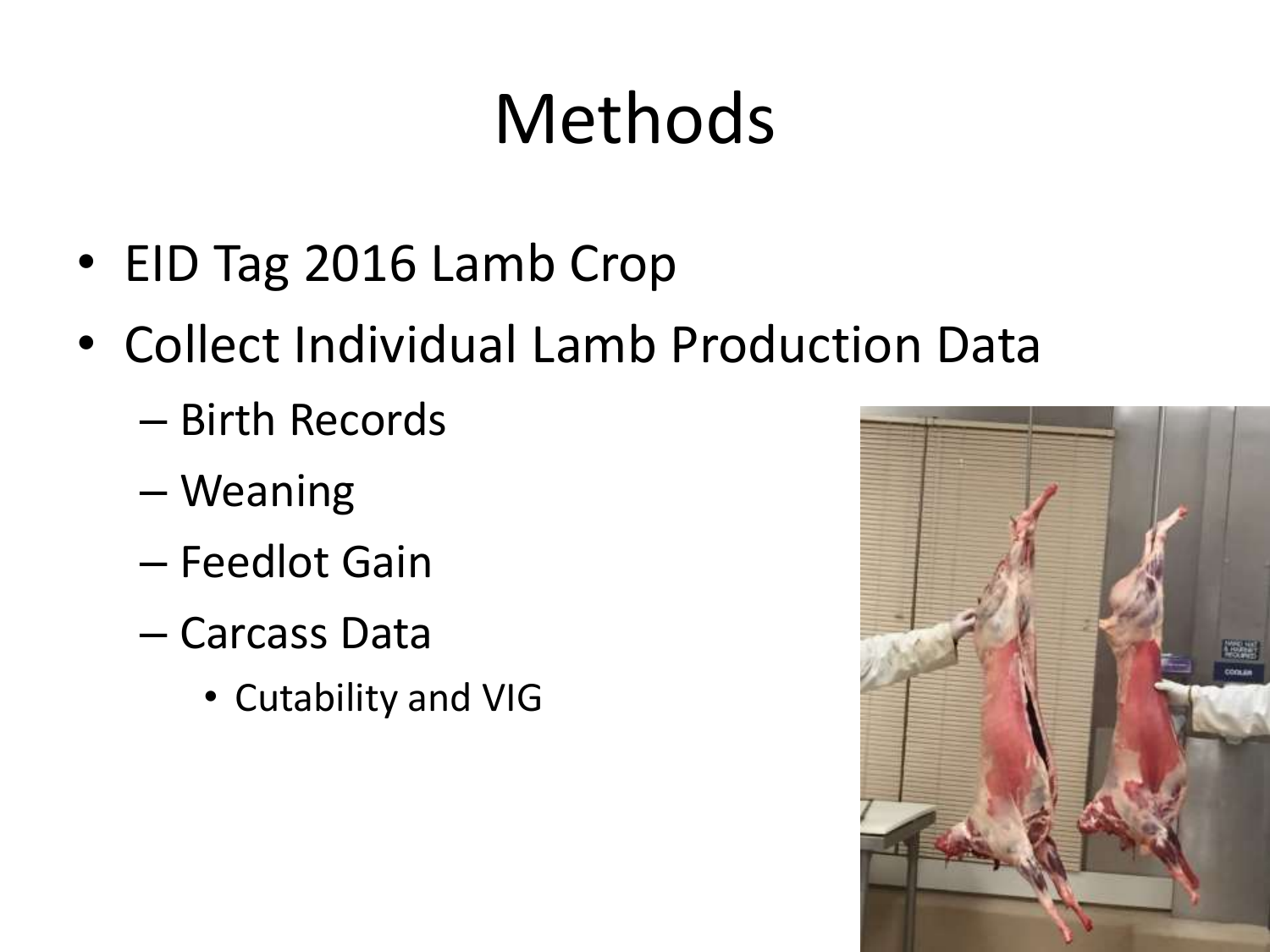# Methods

- EID Tag 2016 Lamb Crop
- Collect Individual Lamb Production Data
  - Birth Records
  - Weaning
  - Feedlot Gain
  - Carcass Data
    - Cutability and VIG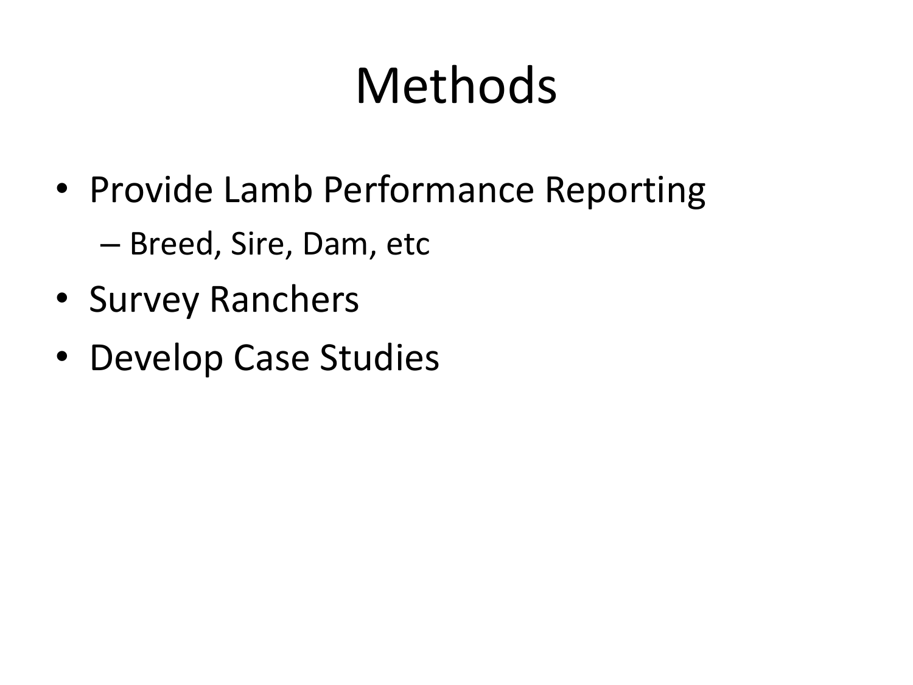# Methods

- Provide Lamb Performance Reporting
  - Breed, Sire, Dam, etc
- Survey Ranchers
- Develop Case Studies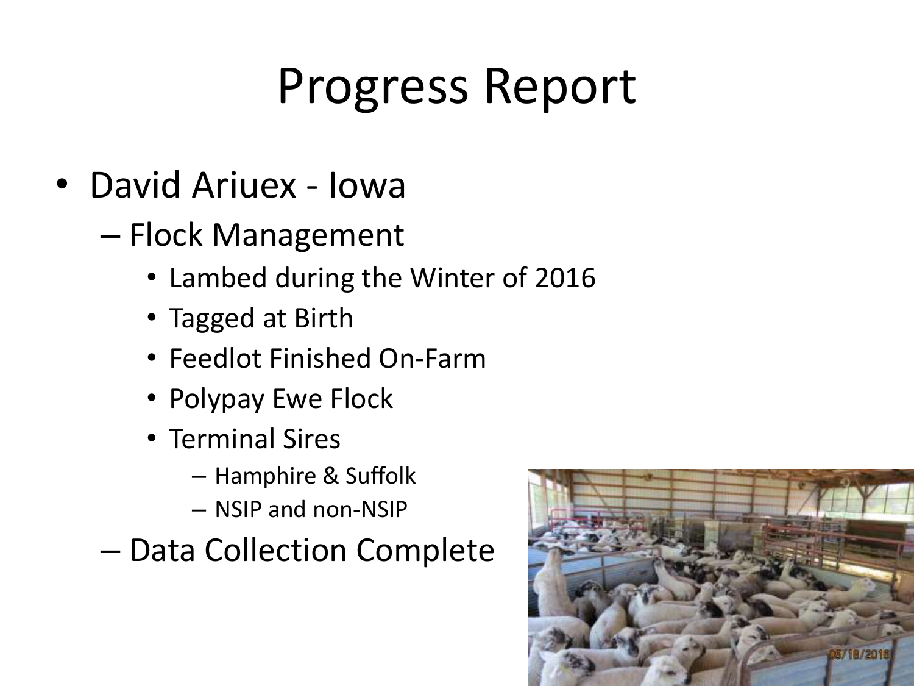# Progress Report

- David Ariuex - Iowa
  - Flock Management
    - Lambed during the Winter of 2016
    - Tagged at Birth
    - Feedlot Finished On-Farm
    - Polypay Ewe Flock
    - Terminal Sires
      - Hamphire & Suffolk
      - NSIP and non-NSIP
  - Data Collection Complete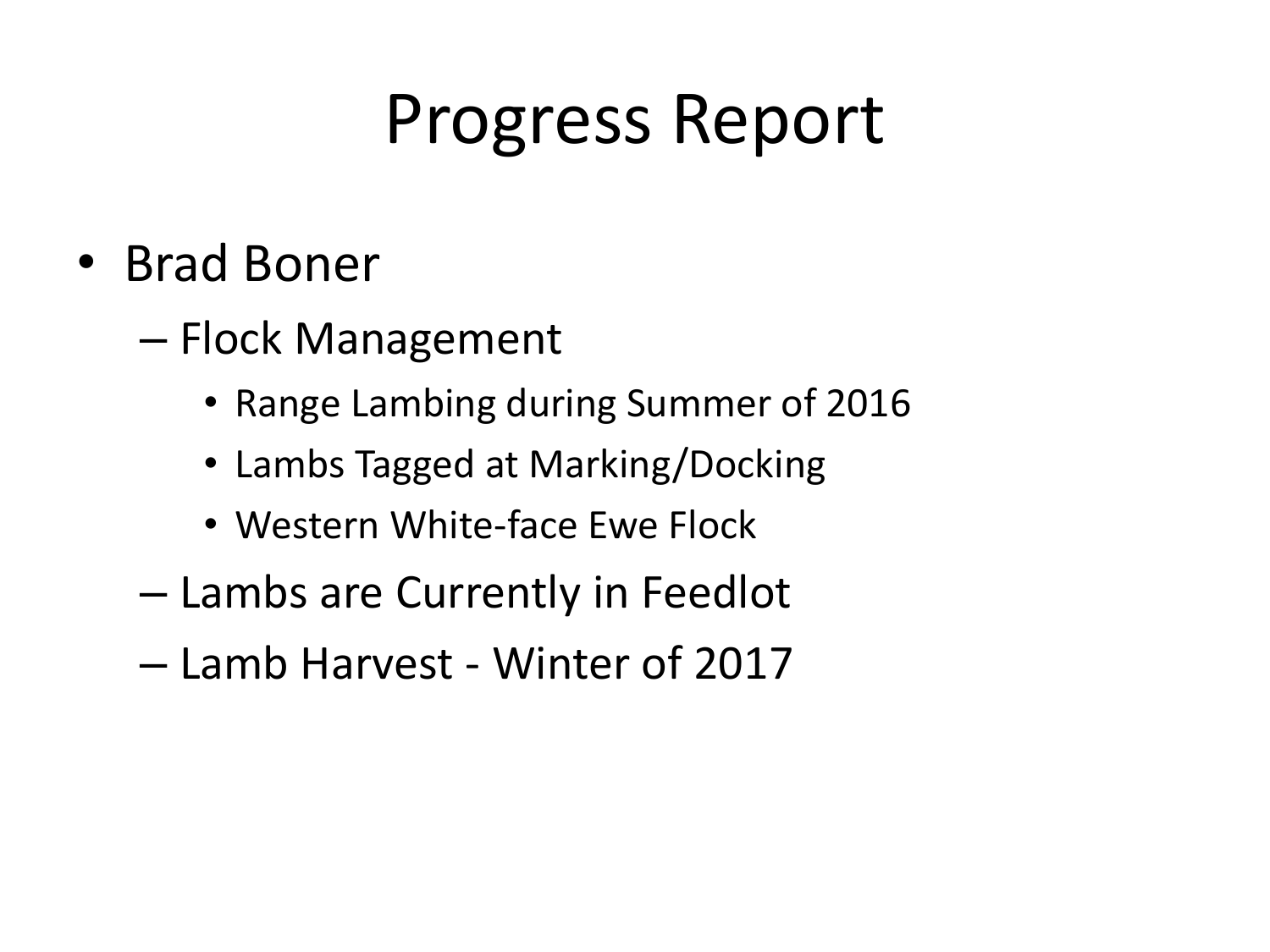# Progress Report

- Brad Boner
  - Flock Management
    - Range Lambing during Summer of 2016
    - Lambs Tagged at Marking/Docking
    - Western White-face Ewe Flock
  - Lambs are Currently in Feedlot
  - Lamb Harvest - Winter of 2017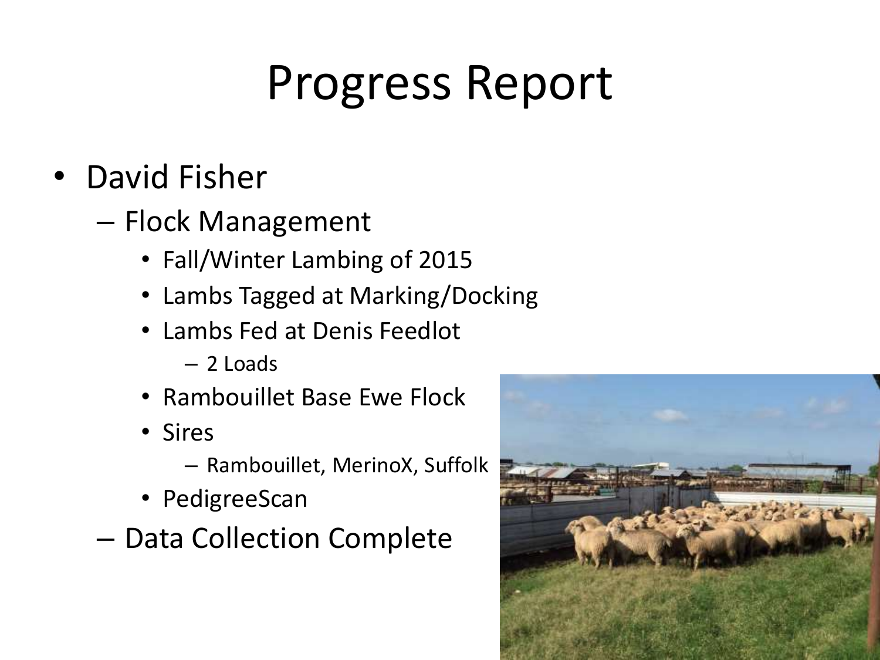# Progress Report

- David Fisher
  - Flock Management
    - Fall/Winter Lambing of 2015
    - Lambs Tagged at Marking/Docking
    - Lambs Fed at Denis Feedlot
      - 2 Loads
    - Rambouillet Base Ewe Flock
    - Sires
      - Rambouillet, MerinoX, Suffolk
    - PedigreeScan
  - Data Collection Complete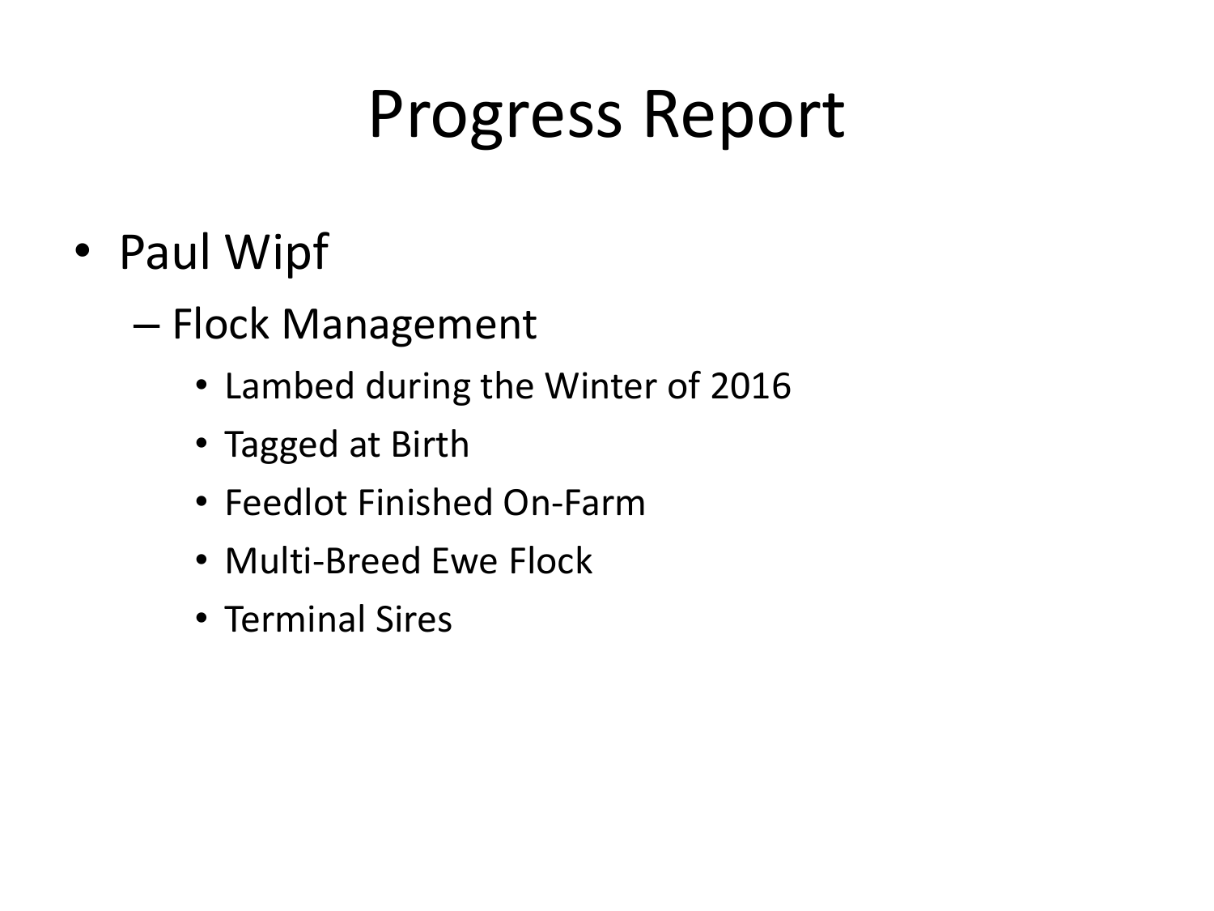# Progress Report

- Paul Wipf
  - Flock Management
    - Lambed during the Winter of 2016
    - Tagged at Birth
    - Feedlot Finished On-Farm
    - Multi-Breed Ewe Flock
    - Terminal Sires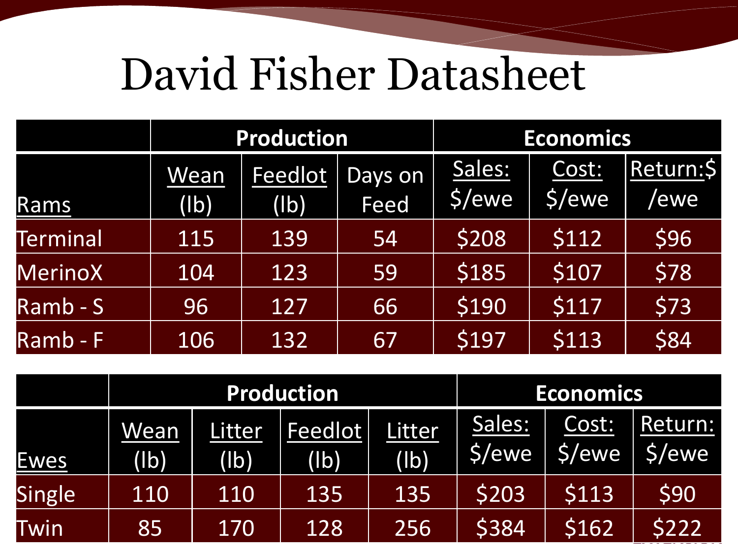# David Fisher Datasheet

| | Production | | | Economics | | |
|---|---|---|---|---|---|---|
| Rams | Wean (lb) | Feedlot (lb) | Days on Feed | Sales: $/ewe | Cost: $/ewe | Return:$ /ewe |
| Terminal | 115 | 139 | 54 | $208 | $112 | $96 |
| MerinoX | 104 | 123 | 59 | $185 | $107 | $78 |
| Ramb - S | 96 | 127 | 66 | $190 | $117 | $73 |
| Ramb - F | 106 | 132 | 67 | $197 | $113 | $84 |

| | Production | | | | Economics | | |
|---|---|---|---|---|---|---|---|
| Ewes | Wean (lb) | Litter (lb) | Feedlot (lb) | Litter (lb) | Sales: $/ewe | Cost: $/ewe | Return: $/ewe |
| Single | 110 | 110 | 135 | 135 | $203 | $113 | $90 |
| Twin | 85 | 170 | 128 | 256 | $384 | $162 | $222 |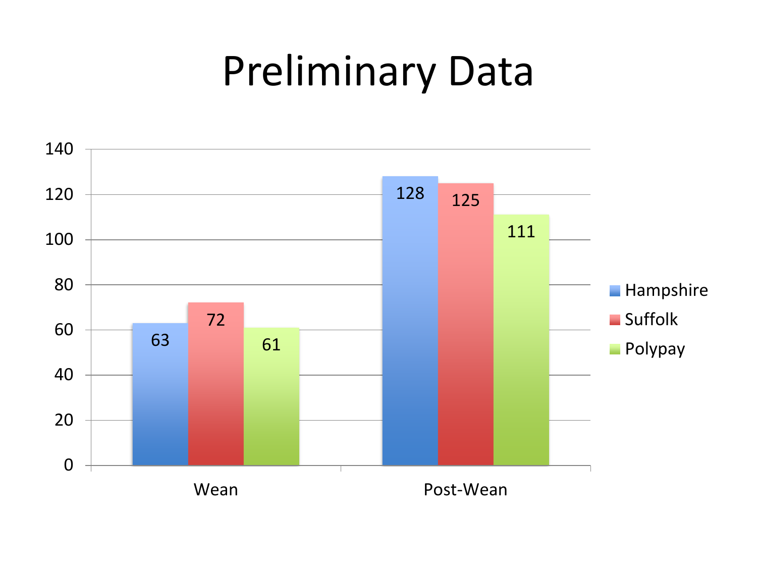# Preliminary Data

| | Hampshire | Suffolk | Polypay |
|---|---|---|---|
| Wean | 63 | 72 | 61 |
| Post-Wean | 128 | 125 | 111 |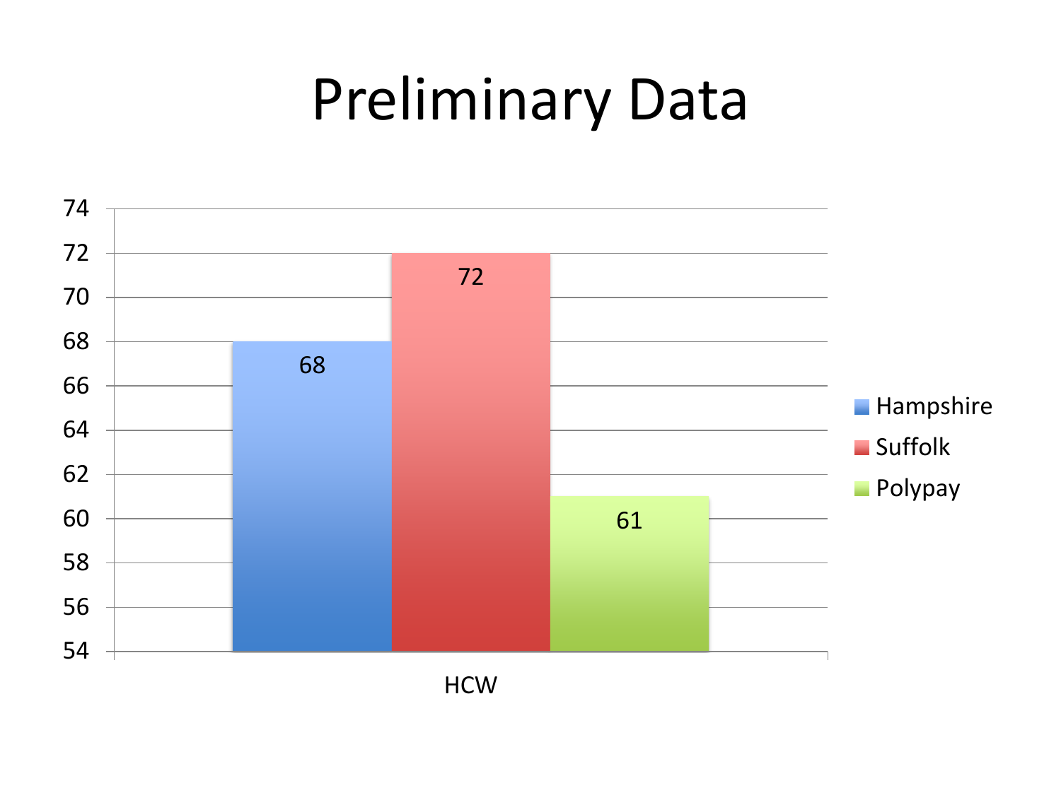# Preliminary Data

| | Hampshire | Suffolk | Polypay |
| --- | --- | --- | --- |
| HCW | 68 | 72 | 61 |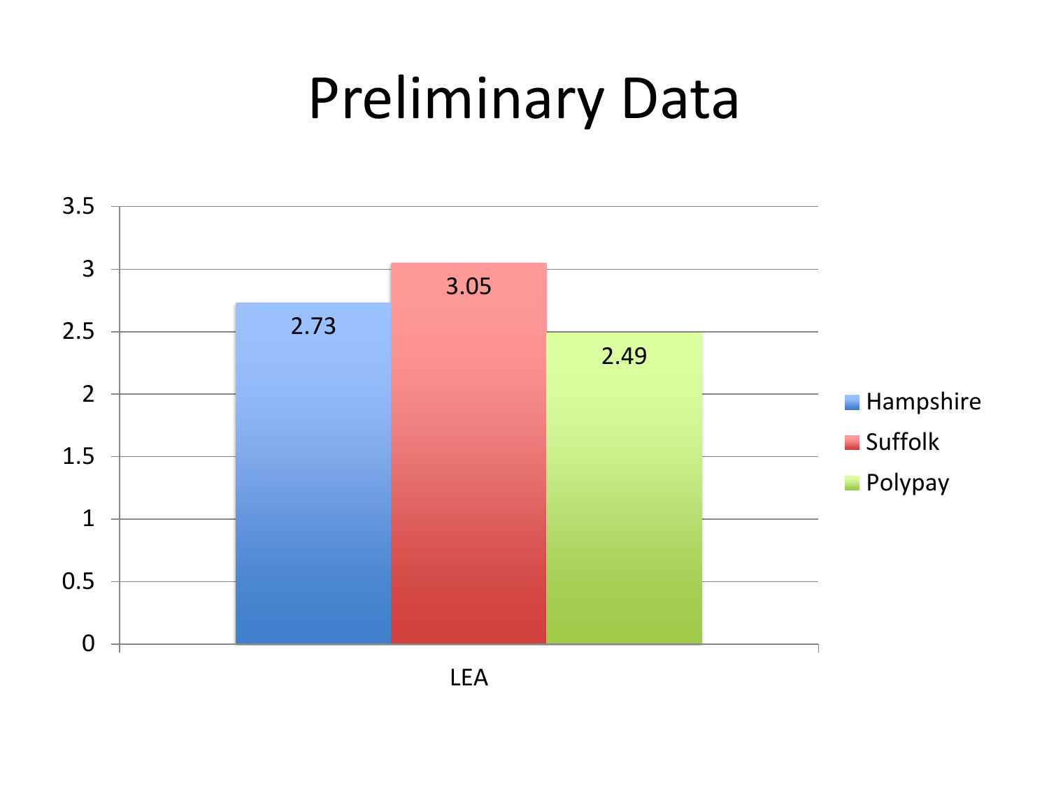# Preliminary Data

| | Hampshire | Suffolk | Polypay |
|---|---|---|---|
| LEA | 2.73 | 3.05 | 2.49 |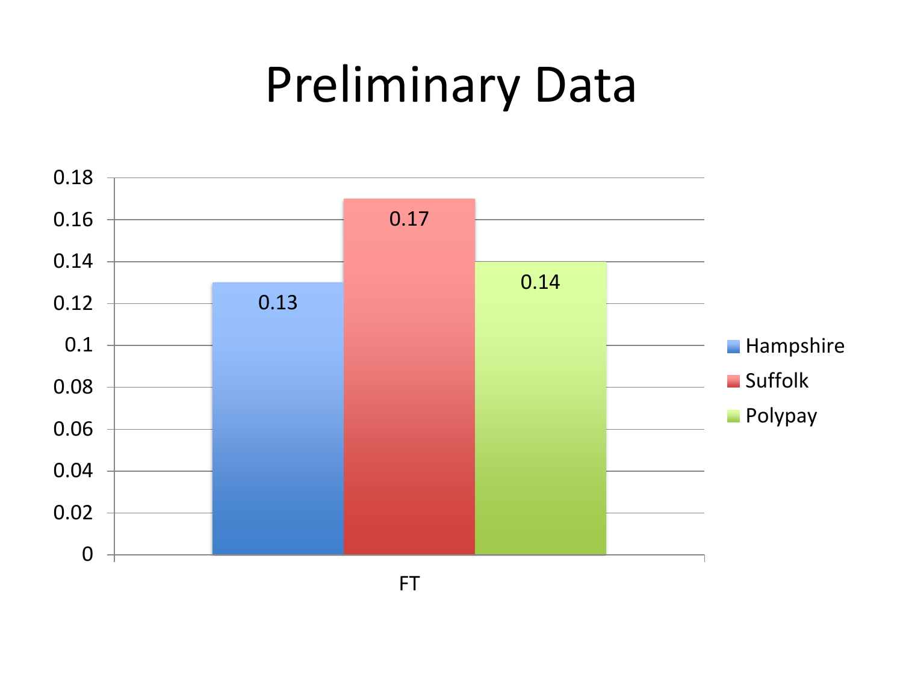# Preliminary Data

| | Hampshire | Suffolk | Polypay |
|---|---|---|---|
| FT | 0.13 | 0.17 | 0.14 |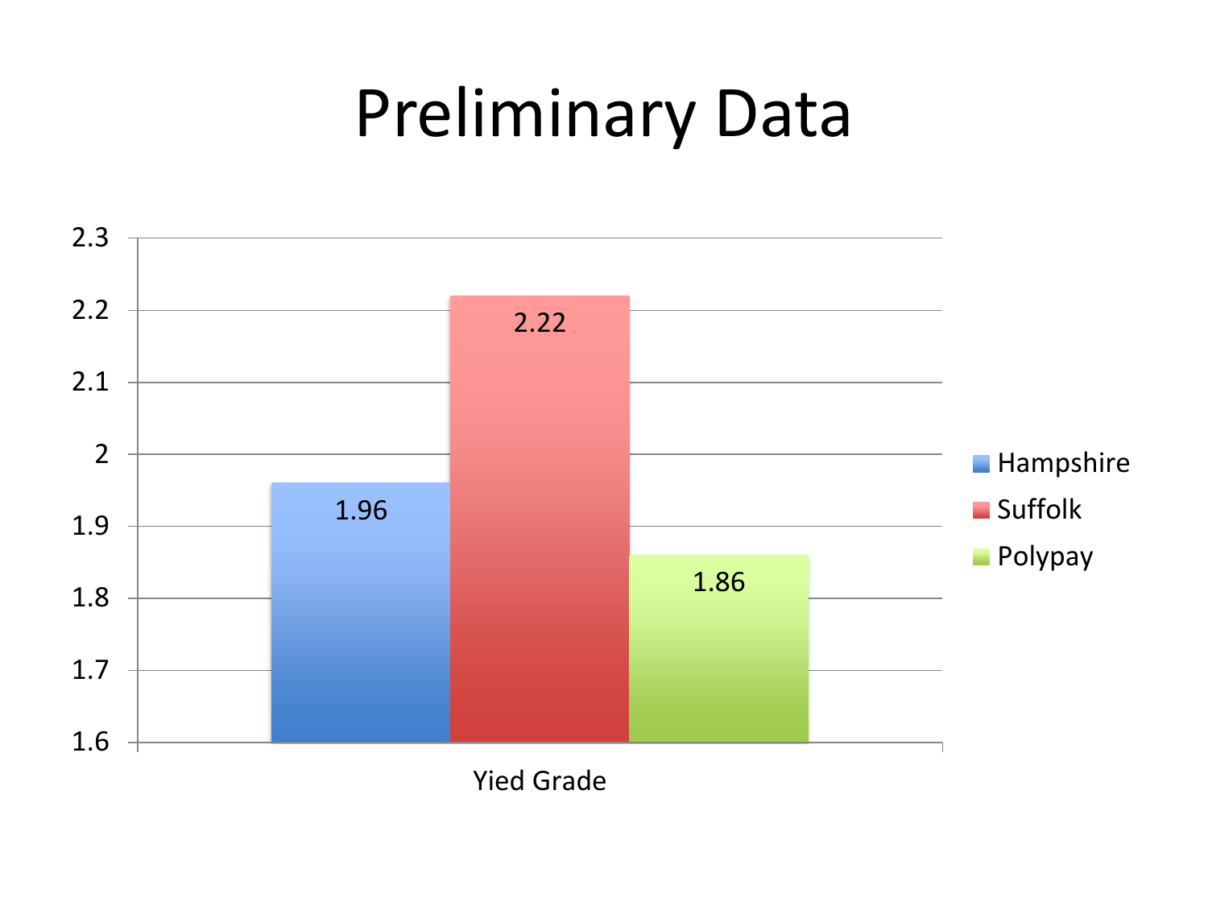# Preliminary Data

| | Hampshire | Suffolk | Polypay |
|---|---|---|---|
| Yied Grade | 1.96 | 2.22 | 1.86 |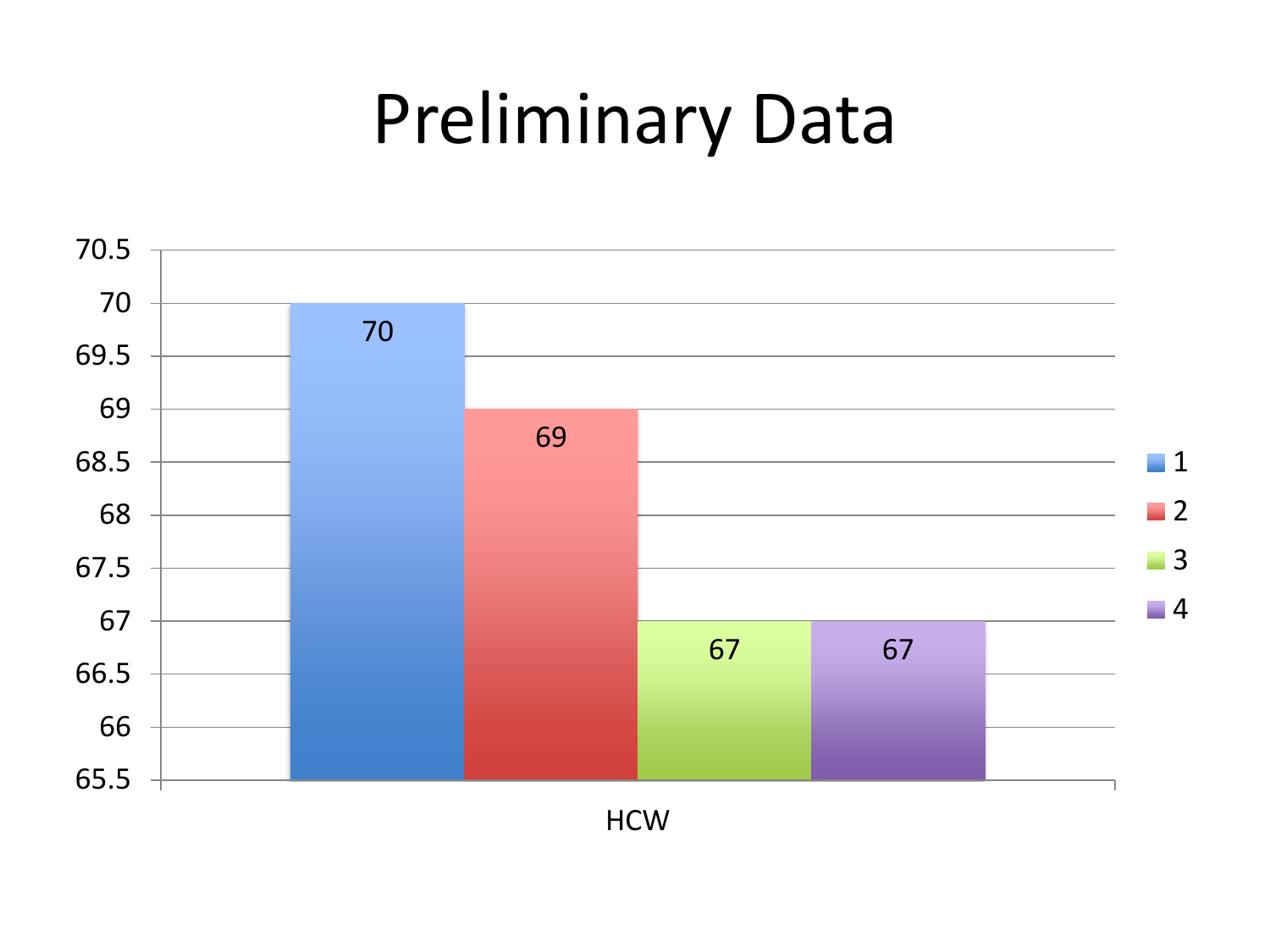# Preliminary Data

| | 1 | 2 | 3 | 4 |
|---|---|---|---|---|
| HCW | 70 | 69 | 67 | 67 |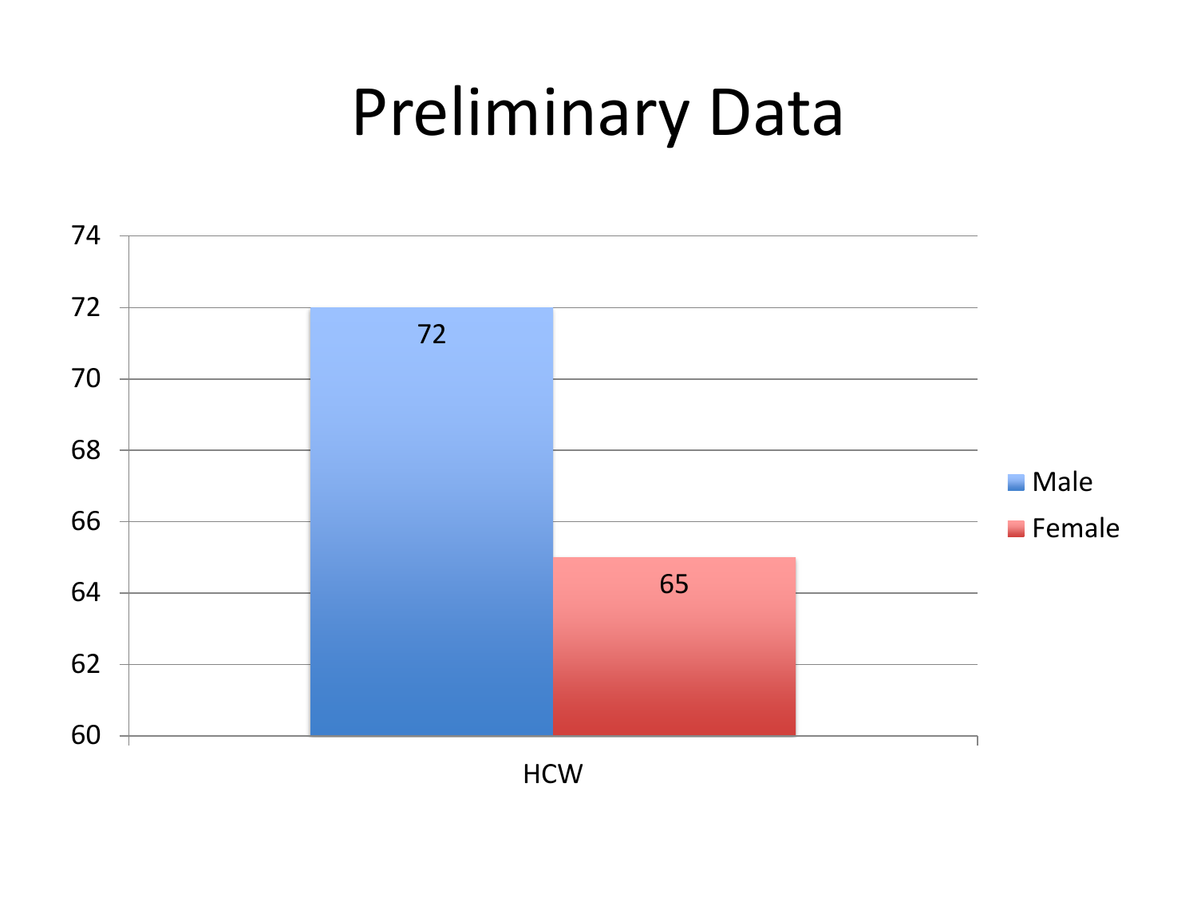# Preliminary Data

| | Male | Female |
|---|---|---|
| HCW | 72 | 65 |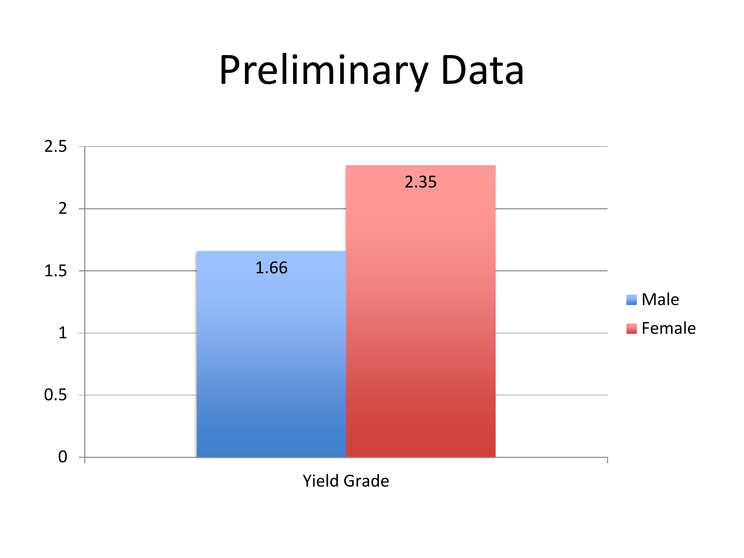# Preliminary Data

| | Male | Female |
|---|---|---|
| Yield Grade | 1.66 | 2.35 |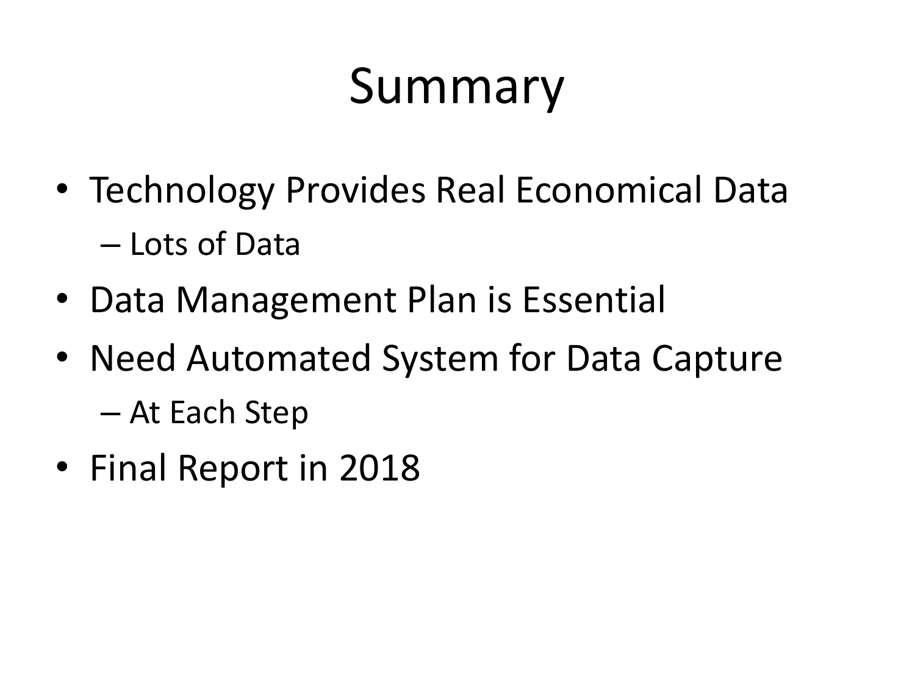# Summary

- Technology Provides Real Economical Data
  - Lots of Data
- Data Management Plan is Essential
- Need Automated System for Data Capture
  - At Each Step
- Final Report in 2018